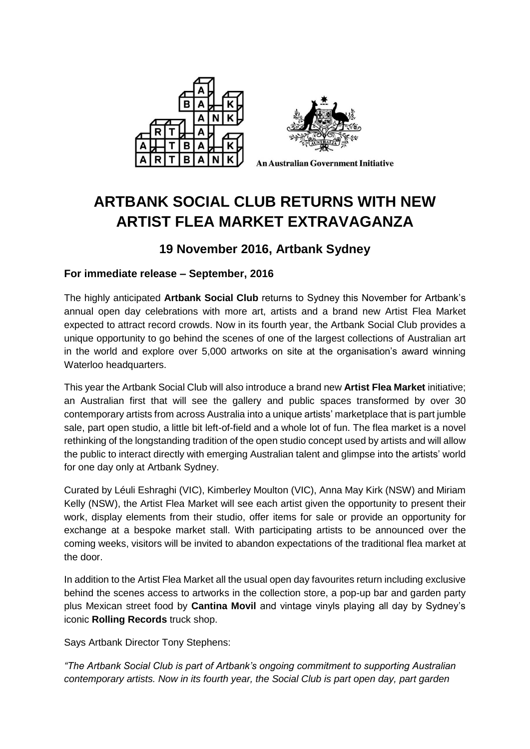An Australian Government Initiative

# ARTBANK SOCIAL CLUB RETURNS WITH NEW ARTIST FLEA MARKET EXTRAVAGANZA

## 19 November 2016, Artbank Sydney

### For immediate release – September, 2016

The highly anticipated **Artbank Social Club** returns to Sydney this November for Artbank's annual open day celebrations with more art, artists and a brand new Artist Flea Market expected to attract record crowds. Now in its fourth year, the Artbank Social Club provides a unique opportunity to go behind the scenes of one of the largest collections of Australian art in the world and explore over 5,000 artworks on site at the organisation's award winning Waterloo headquarters.

This year the Artbank Social Club will also introduce a brand new **Artist Flea Market** initiative; an Australian first that will see the gallery and public spaces transformed by over 30 contemporary artists from across Australia into a unique artists' marketplace that is part jumble sale, part open studio, a little bit left-of-field and a whole lot of fun. The flea market is a novel rethinking of the longstanding tradition of the open studio concept used by artists and will allow the public to interact directly with emerging Australian talent and glimpse into the artists' world for one day only at Artbank Sydney.

Curated by Léuli Eshraghi (VIC), Kimberley Moulton (VIC), Anna May Kirk (NSW) and Miriam Kelly (NSW), the Artist Flea Market will see each artist given the opportunity to present their work, display elements from their studio, offer items for sale or provide an opportunity for exchange at a bespoke market stall. With participating artists to be announced over the coming weeks, visitors will be invited to abandon expectations of the traditional flea market at the door.

In addition to the Artist Flea Market all the usual open day favourites return including exclusive behind the scenes access to artworks in the collection store, a pop-up bar and garden party plus Mexican street food by **Cantina Movil** and vintage vinyls playing all day by Sydney's iconic **Rolling Records** truck shop.

Says Artbank Director Tony Stephens:

*"The Artbank Social Club is part of Artbank's ongoing commitment to supporting Australian contemporary artists. Now in its fourth year, the Social Club is part open day, part garden*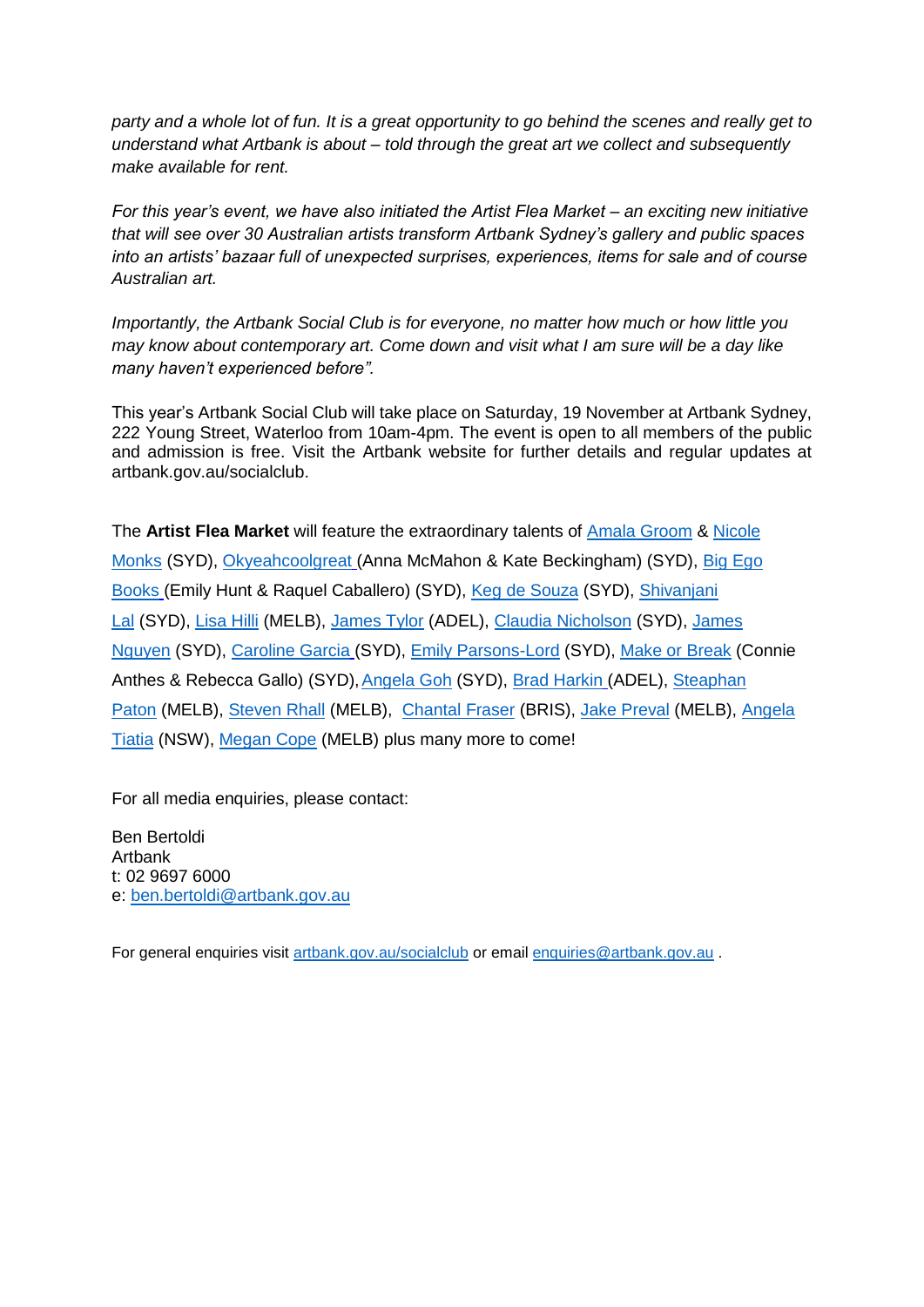*party and a whole lot of fun. It is a great opportunity to go behind the scenes and really get to understand what Artbank is about – told through the great art we collect and subsequently make available for rent.*

*For this year's event, we have also initiated the Artist Flea Market – an exciting new initiative that will see over 30 Australian artists transform Artbank Sydney's gallery and public spaces into an artists' bazaar full of unexpected surprises, experiences, items for sale and of course Australian art.*

*Importantly, the Artbank Social Club is for everyone, no matter how much or how little you may know about contemporary art. Come down and visit what I am sure will be a day like many haven't experienced before".*

This year's Artbank Social Club will take place on Saturday, 19 November at Artbank Sydney, 222 Young Street, Waterloo from 10am-4pm. The event is open to all members of the public and admission is free. Visit the Artbank website for further details and regular updates at artbank.gov.au/socialclub.

The **Artist Flea Market** will feature the extraordinary talents of Amala Groom & Nicole Monks (SYD), Okyeahcoolgreat (Anna McMahon & Kate Beckingham) (SYD), Big Ego Books (Emily Hunt & Raquel Caballero) (SYD), Keg de Souza (SYD), Shivanjani Lal (SYD), Lisa Hilli (MELB), James Tylor (ADEL), Claudia Nicholson (SYD), James Nguyen (SYD), Caroline Garcia (SYD), Emily Parsons-Lord (SYD), Make or Break (Connie Anthes & Rebecca Gallo) (SYD), Angela Goh (SYD), Brad Harkin (ADEL), Steaphan Paton (MELB), Steven Rhall (MELB), Chantal Fraser (BRIS), Jake Preval (MELB), Angela Tiatia (NSW), Megan Cope (MELB) plus many more to come!

For all media enquiries, please contact:

Ben Bertoldi
Artbank
t: 02 9697 6000
e: ben.bertoldi@artbank.gov.au

For general enquiries visit artbank.gov.au/socialclub or email enquiries@artbank.gov.au .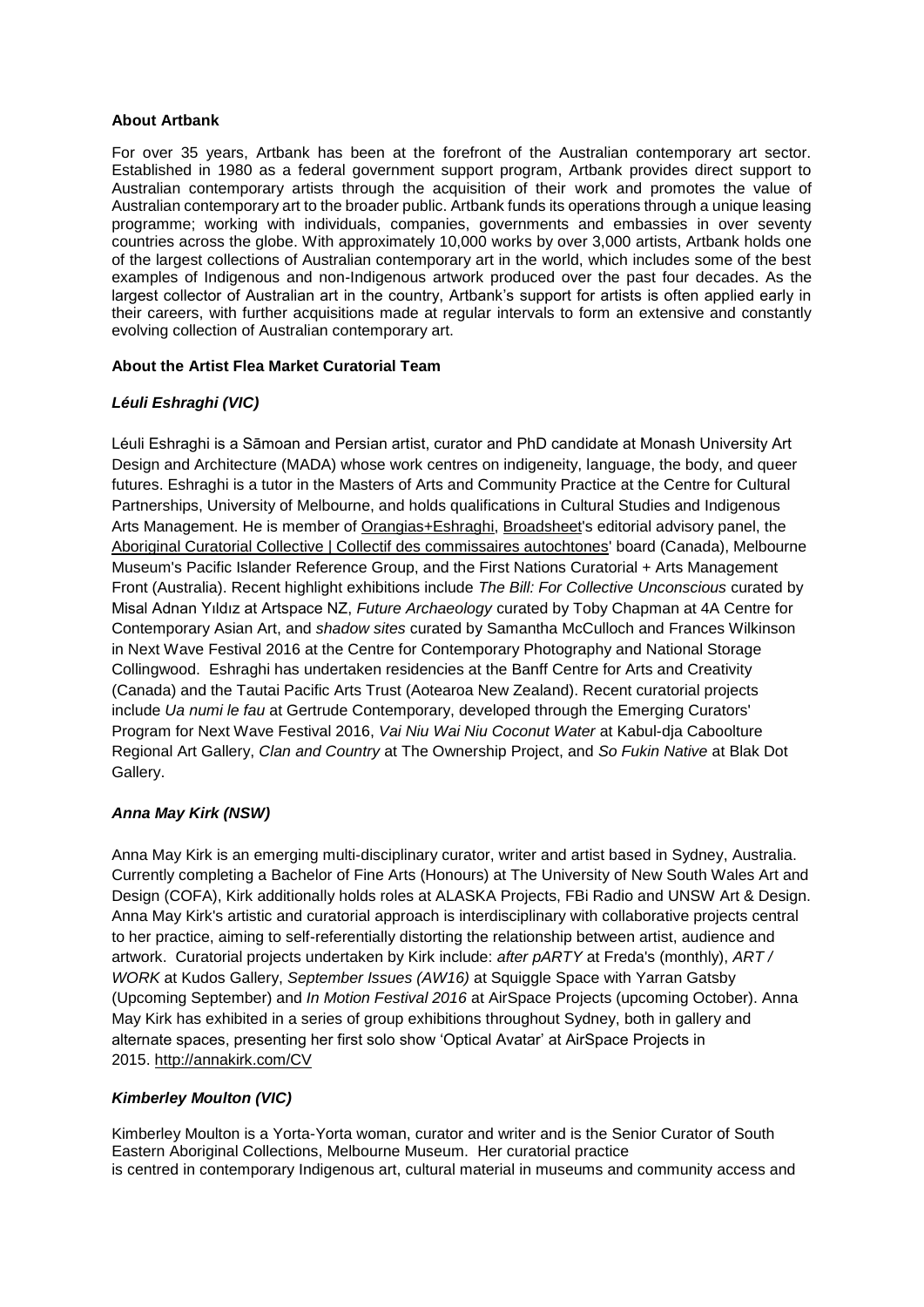**About Artbank**

For over 35 years, Artbank has been at the forefront of the Australian contemporary art sector. Established in 1980 as a federal government support program, Artbank provides direct support to Australian contemporary artists through the acquisition of their work and promotes the value of Australian contemporary art to the broader public. Artbank funds its operations through a unique leasing programme; working with individuals, companies, governments and embassies in over seventy countries across the globe. With approximately 10,000 works by over 3,000 artists, Artbank holds one of the largest collections of Australian contemporary art in the world, which includes some of the best examples of Indigenous and non-Indigenous artwork produced over the past four decades. As the largest collector of Australian art in the country, Artbank's support for artists is often applied early in their careers, with further acquisitions made at regular intervals to form an extensive and constantly evolving collection of Australian contemporary art.

**About the Artist Flea Market Curatorial Team**

***Léuli Eshraghi (VIC)***

Léuli Eshraghi is a Sāmoan and Persian artist, curator and PhD candidate at Monash University Art Design and Architecture (MADA) whose work centres on indigeneity, language, the body, and queer futures. Eshraghi is a tutor in the Masters of Arts and Community Practice at the Centre for Cultural Partnerships, University of Melbourne, and holds qualifications in Cultural Studies and Indigenous Arts Management. He is member of Orangias+Eshraghi, Broadsheet's editorial advisory panel, the Aboriginal Curatorial Collective | Collectif des commissaires autochtones' board (Canada), Melbourne Museum's Pacific Islander Reference Group, and the First Nations Curatorial + Arts Management Front (Australia). Recent highlight exhibitions include *The Bill: For Collective Unconscious* curated by Misal Adnan Yıldız at Artspace NZ, *Future Archaeology* curated by Toby Chapman at 4A Centre for Contemporary Asian Art, and *shadow sites* curated by Samantha McCulloch and Frances Wilkinson in Next Wave Festival 2016 at the Centre for Contemporary Photography and National Storage Collingwood. Eshraghi has undertaken residencies at the Banff Centre for Arts and Creativity (Canada) and the Tautai Pacific Arts Trust (Aotearoa New Zealand). Recent curatorial projects include *Ua numi le fau* at Gertrude Contemporary, developed through the Emerging Curators' Program for Next Wave Festival 2016, *Vai Niu Wai Niu Coconut Water* at Kabul-dja Caboolture Regional Art Gallery, *Clan and Country* at The Ownership Project, and *So Fukin Native* at Blak Dot Gallery.

***Anna May Kirk (NSW)***

Anna May Kirk is an emerging multi-disciplinary curator, writer and artist based in Sydney, Australia. Currently completing a Bachelor of Fine Arts (Honours) at The University of New South Wales Art and Design (COFA), Kirk additionally holds roles at ALASKA Projects, FBi Radio and UNSW Art & Design. Anna May Kirk's artistic and curatorial approach is interdisciplinary with collaborative projects central to her practice, aiming to self-referentially distorting the relationship between artist, audience and artwork. Curatorial projects undertaken by Kirk include: *after pARTY* at Freda's (monthly), *ART / WORK* at Kudos Gallery, *September Issues (AW16)* at Squiggle Space with Yarran Gatsby (Upcoming September) and *In Motion Festival 2016* at AirSpace Projects (upcoming October). Anna May Kirk has exhibited in a series of group exhibitions throughout Sydney, both in gallery and alternate spaces, presenting her first solo show 'Optical Avatar' at AirSpace Projects in 2015. http://annakirk.com/CV

***Kimberley Moulton (VIC)***

Kimberley Moulton is a Yorta-Yorta woman, curator and writer and is the Senior Curator of South Eastern Aboriginal Collections, Melbourne Museum. Her curatorial practice is centred in contemporary Indigenous art, cultural material in museums and community access and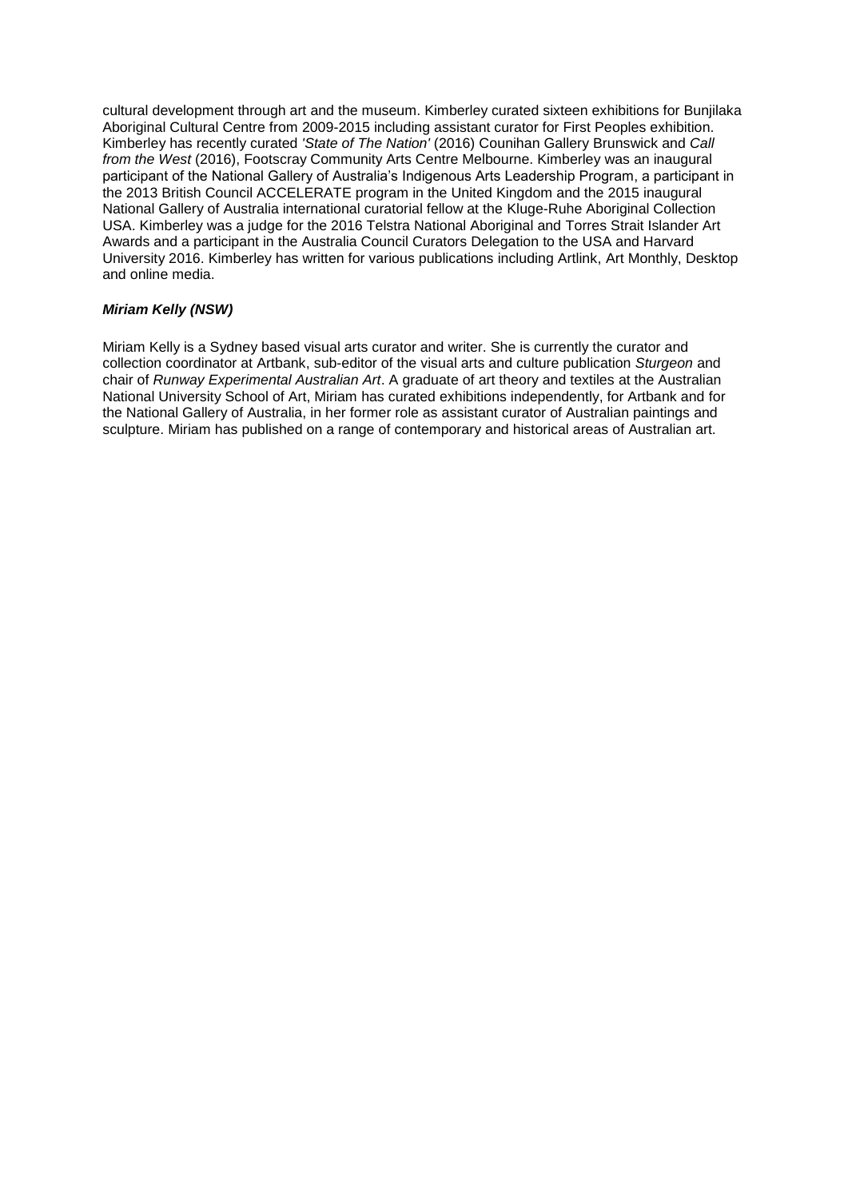cultural development through art and the museum. Kimberley curated sixteen exhibitions for Bunjilaka Aboriginal Cultural Centre from 2009-2015 including assistant curator for First Peoples exhibition. Kimberley has recently curated *'State of The Nation'* (2016) Counihan Gallery Brunswick and *Call from the West* (2016), Footscray Community Arts Centre Melbourne. Kimberley was an inaugural participant of the National Gallery of Australia's Indigenous Arts Leadership Program, a participant in the 2013 British Council ACCELERATE program in the United Kingdom and the 2015 inaugural National Gallery of Australia international curatorial fellow at the Kluge-Ruhe Aboriginal Collection USA. Kimberley was a judge for the 2016 Telstra National Aboriginal and Torres Strait Islander Art Awards and a participant in the Australia Council Curators Delegation to the USA and Harvard University 2016. Kimberley has written for various publications including Artlink, Art Monthly, Desktop and online media.

***Miriam Kelly (NSW)***

Miriam Kelly is a Sydney based visual arts curator and writer. She is currently the curator and collection coordinator at Artbank, sub-editor of the visual arts and culture publication *Sturgeon* and chair of *Runway Experimental Australian Art*. A graduate of art theory and textiles at the Australian National University School of Art, Miriam has curated exhibitions independently, for Artbank and for the National Gallery of Australia, in her former role as assistant curator of Australian paintings and sculpture. Miriam has published on a range of contemporary and historical areas of Australian art.